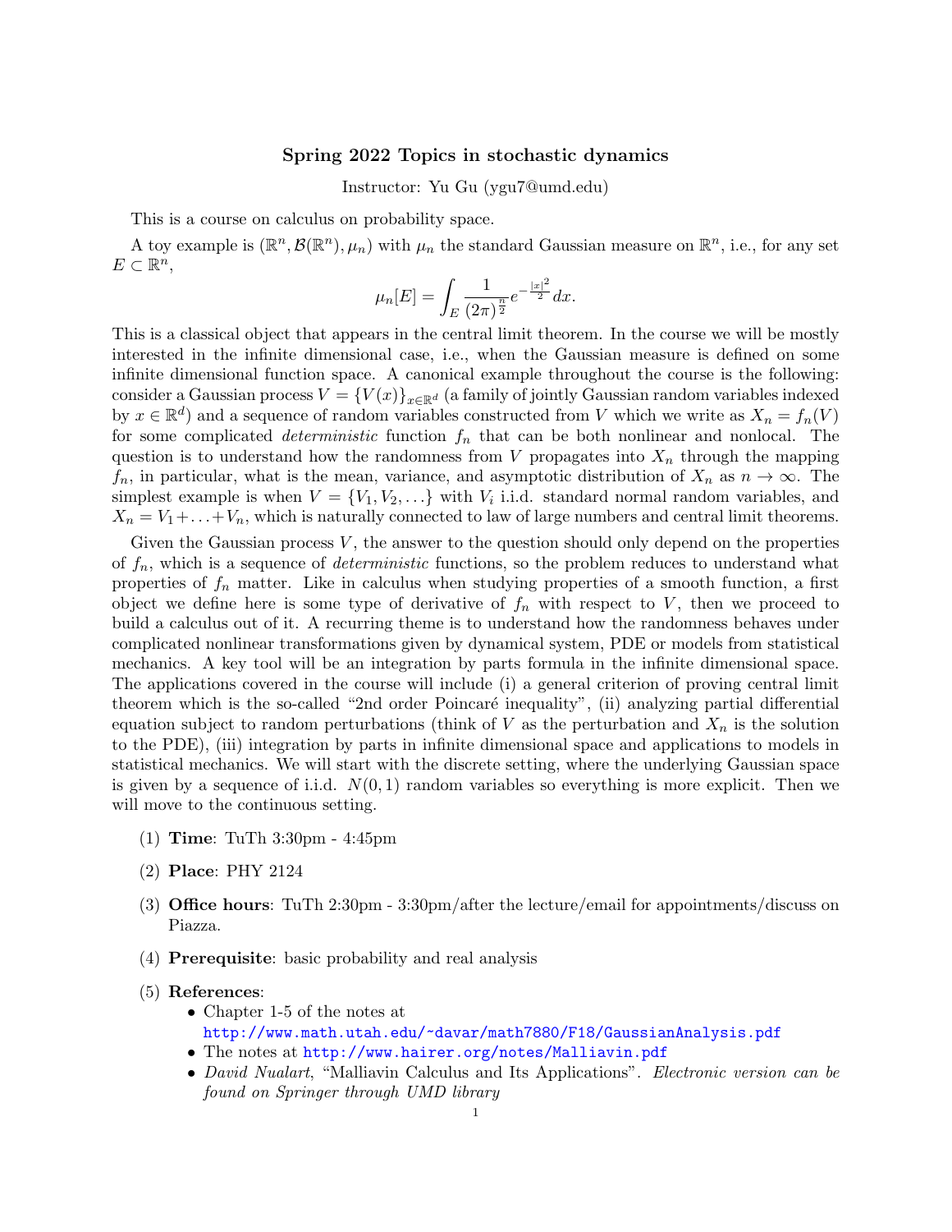# Spring 2022 Topics in stochastic dynamics

Instructor: Yu Gu (ygu7@umd.edu)

This is a course on calculus on probability space.

A toy example is $(\mathbb{R}^n, \mathcal{B}(\mathbb{R}^n), \mu_n)$ with $\mu_n$ the standard Gaussian measure on $\mathbb{R}^n$, i.e., for any set $E \subset \mathbb{R}^n$,

$$\mu_n[E] = \int_E \frac{1}{(2\pi)^{\frac{n}{2}}} e^{-\frac{|x|^2}{2}} dx.$$

This is a classical object that appears in the central limit theorem. In the course we will be mostly interested in the infinite dimensional case, i.e., when the Gaussian measure is defined on some infinite dimensional function space. A canonical example throughout the course is the following: consider a Gaussian process $V = \{V(x)\}_{x \in \mathbb{R}^d}$ (a family of jointly Gaussian random variables indexed by $x \in \mathbb{R}^d$) and a sequence of random variables constructed from $V$ which we write as $X_n = f_n(V)$ for some complicated *deterministic* function $f_n$ that can be both nonlinear and nonlocal. The question is to understand how the randomness from $V$ propagates into $X_n$ through the mapping $f_n$, in particular, what is the mean, variance, and asymptotic distribution of $X_n$ as $n \to \infty$. The simplest example is when $V = \{V_1, V_2, \ldots\}$ with $V_i$ i.i.d. standard normal random variables, and $X_n = V_1 + \ldots + V_n$, which is naturally connected to law of large numbers and central limit theorems.

Given the Gaussian process $V$, the answer to the question should only depend on the properties of $f_n$, which is a sequence of *deterministic* functions, so the problem reduces to understand what properties of $f_n$ matter. Like in calculus when studying properties of a smooth function, a first object we define here is some type of derivative of $f_n$ with respect to $V$, then we proceed to build a calculus out of it. A recurring theme is to understand how the randomness behaves under complicated nonlinear transformations given by dynamical system, PDE or models from statistical mechanics. A key tool will be an integration by parts formula in the infinite dimensional space. The applications covered in the course will include (i) a general criterion of proving central limit theorem which is the so-called "2nd order Poincaré inequality", (ii) analyzing partial differential equation subject to random perturbations (think of $V$ as the perturbation and $X_n$ is the solution to the PDE), (iii) integration by parts in infinite dimensional space and applications to models in statistical mechanics. We will start with the discrete setting, where the underlying Gaussian space is given by a sequence of i.i.d. $N(0, 1)$ random variables so everything is more explicit. Then we will move to the continuous setting.

1. **Time**: TuTh 3:30pm - 4:45pm
2. **Place**: PHY 2124
3. **Office hours**: TuTh 2:30pm - 3:30pm/after the lecture/email for appointments/discuss on Piazza.
4. **Prerequisite**: basic probability and real analysis
5. **References**:
   - Chapter 1-5 of the notes at http://www.math.utah.edu/~davar/math7880/F18/GaussianAnalysis.pdf
   - The notes at http://www.hairer.org/notes/Malliavin.pdf
   - *David Nualart*, "Malliavin Calculus and Its Applications". *Electronic version can be found on Springer through UMD library*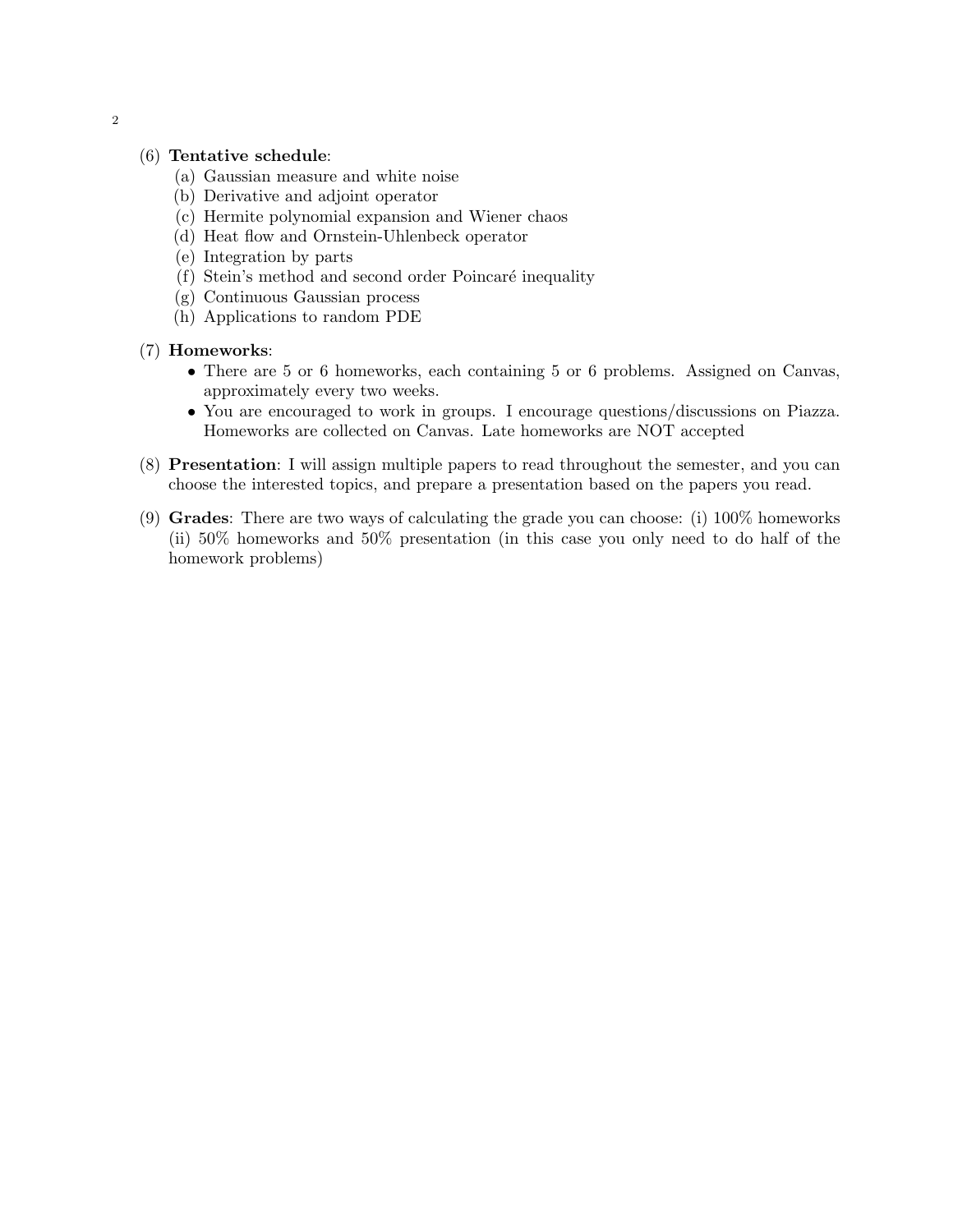(6) **Tentative schedule**:

  (a) Gaussian measure and white noise
  (b) Derivative and adjoint operator
  (c) Hermite polynomial expansion and Wiener chaos
  (d) Heat flow and Ornstein-Uhlenbeck operator
  (e) Integration by parts
  (f) Stein's method and second order Poincaré inequality
  (g) Continuous Gaussian process
  (h) Applications to random PDE

(7) **Homeworks**:

  - There are 5 or 6 homeworks, each containing 5 or 6 problems. Assigned on Canvas, approximately every two weeks.
  - You are encouraged to work in groups. I encourage questions/discussions on Piazza. Homeworks are collected on Canvas. Late homeworks are NOT accepted

(8) **Presentation**: I will assign multiple papers to read throughout the semester, and you can choose the interested topics, and prepare a presentation based on the papers you read.

(9) **Grades**: There are two ways of calculating the grade you can choose: (i) 100% homeworks (ii) 50% homeworks and 50% presentation (in this case you only need to do half of the homework problems)